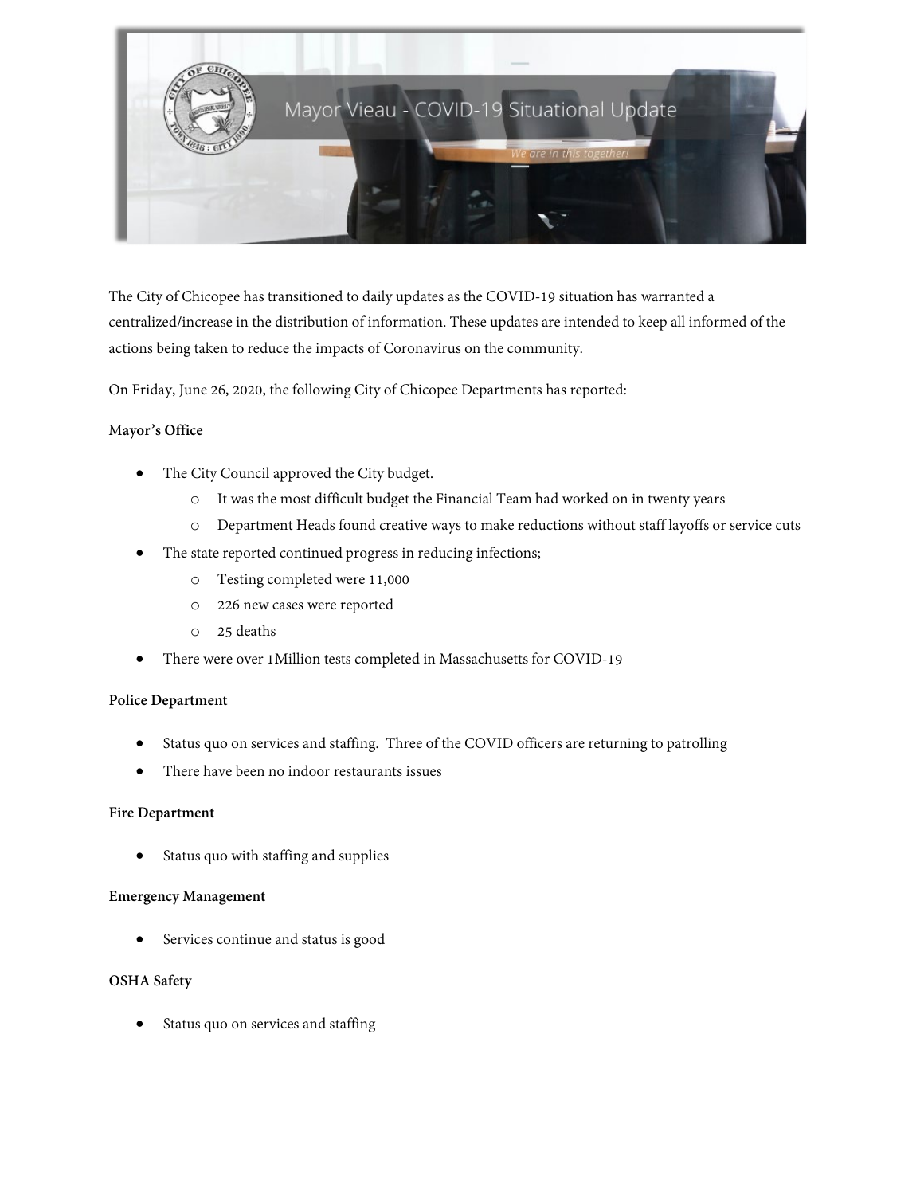# Mayor Vieau - COVID-19 Situational Update

*We are in this together!*

The City of Chicopee has transitioned to daily updates as the COVID-19 situation has warranted a centralized/increase in the distribution of information. These updates are intended to keep all informed of the actions being taken to reduce the impacts of Coronavirus on the community.

On Friday, June 26, 2020, the following City of Chicopee Departments has reported:

**Mayor's Office**

- The City Council approved the City budget.
  - It was the most difficult budget the Financial Team had worked on in twenty years
  - Department Heads found creative ways to make reductions without staff layoffs or service cuts
- The state reported continued progress in reducing infections;
  - Testing completed were 11,000
  - 226 new cases were reported
  - 25 deaths
- There were over 1Million tests completed in Massachusetts for COVID-19

**Police Department**

- Status quo on services and staffing. Three of the COVID officers are returning to patrolling
- There have been no indoor restaurants issues

**Fire Department**

- Status quo with staffing and supplies

**Emergency Management**

- Services continue and status is good

**OSHA Safety**

- Status quo on services and staffing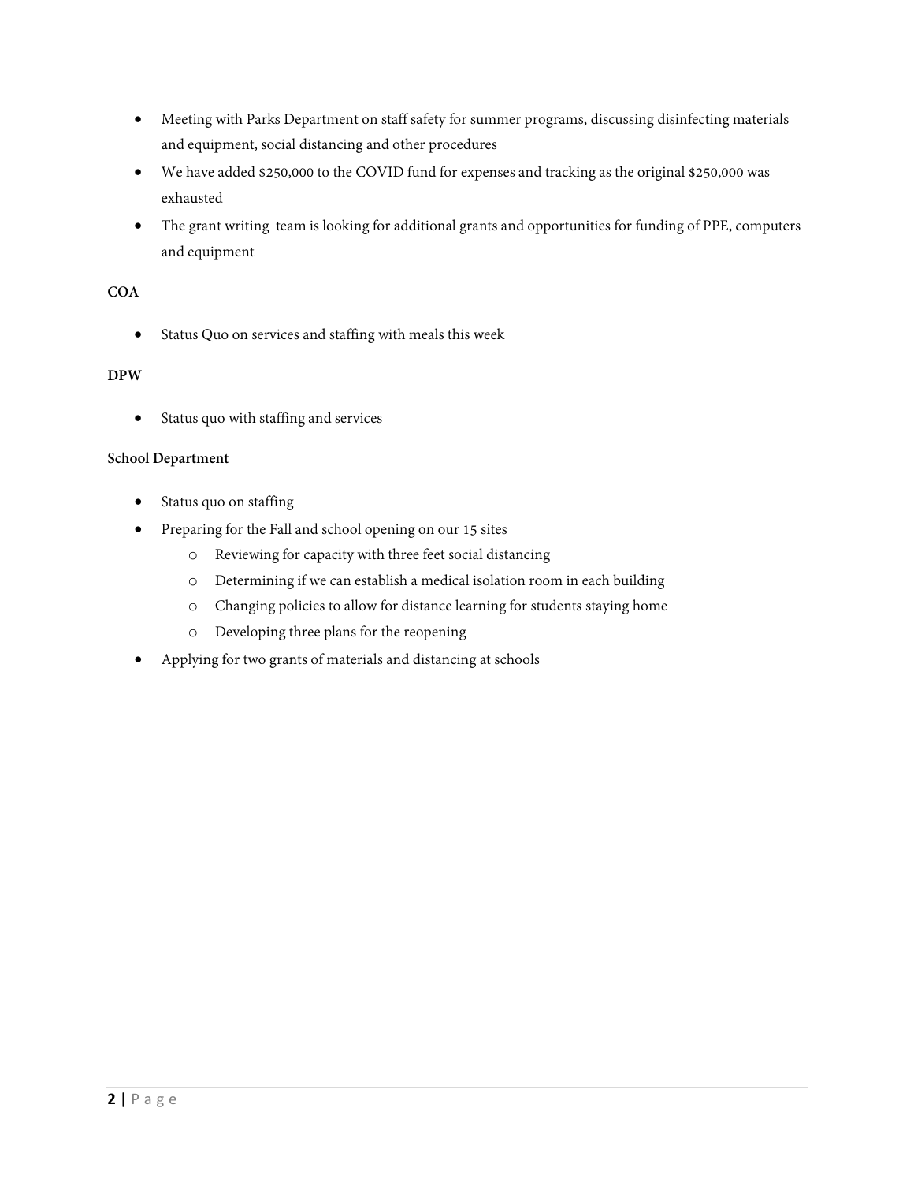- Meeting with Parks Department on staff safety for summer programs, discussing disinfecting materials and equipment, social distancing and other procedures
- We have added $250,000 to the COVID fund for expenses and tracking as the original $250,000 was exhausted
- The grant writing team is looking for additional grants and opportunities for funding of PPE, computers and equipment

**COA**

- Status Quo on services and staffing with meals this week

**DPW**

- Status quo with staffing and services

**School Department**

- Status quo on staffing
- Preparing for the Fall and school opening on our 15 sites
  - Reviewing for capacity with three feet social distancing
  - Determining if we can establish a medical isolation room in each building
  - Changing policies to allow for distance learning for students staying home
  - Developing three plans for the reopening
- Applying for two grants of materials and distancing at schools